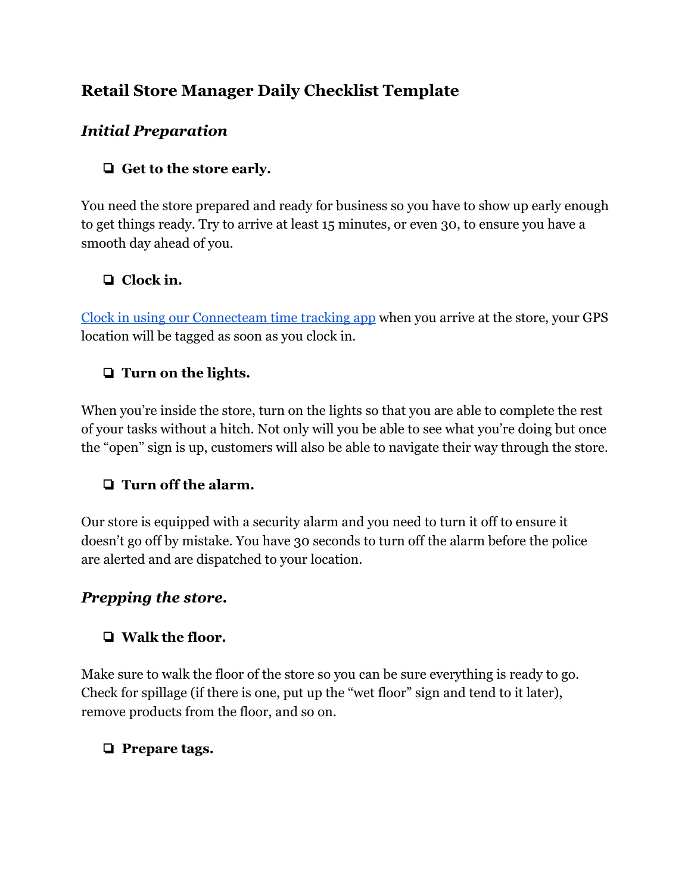# Retail Store Manager Daily Checklist Template

## *Initial Preparation*

- [ ] **Get to the store early.**

You need the store prepared and ready for business so you have to show up early enough to get things ready. Try to arrive at least 15 minutes, or even 30, to ensure you have a smooth day ahead of you.

- [ ] **Clock in.**

[Clock in using our Connecteam time tracking app]() when you arrive at the store, your GPS location will be tagged as soon as you clock in.

- [ ] **Turn on the lights.**

When you're inside the store, turn on the lights so that you are able to complete the rest of your tasks without a hitch. Not only will you be able to see what you're doing but once the "open" sign is up, customers will also be able to navigate their way through the store.

- [ ] **Turn off the alarm.**

Our store is equipped with a security alarm and you need to turn it off to ensure it doesn't go off by mistake. You have 30 seconds to turn off the alarm before the police are alerted and are dispatched to your location.

## *Prepping the store.*

- [ ] **Walk the floor.**

Make sure to walk the floor of the store so you can be sure everything is ready to go. Check for spillage (if there is one, put up the "wet floor" sign and tend to it later), remove products from the floor, and so on.

- [ ] **Prepare tags.**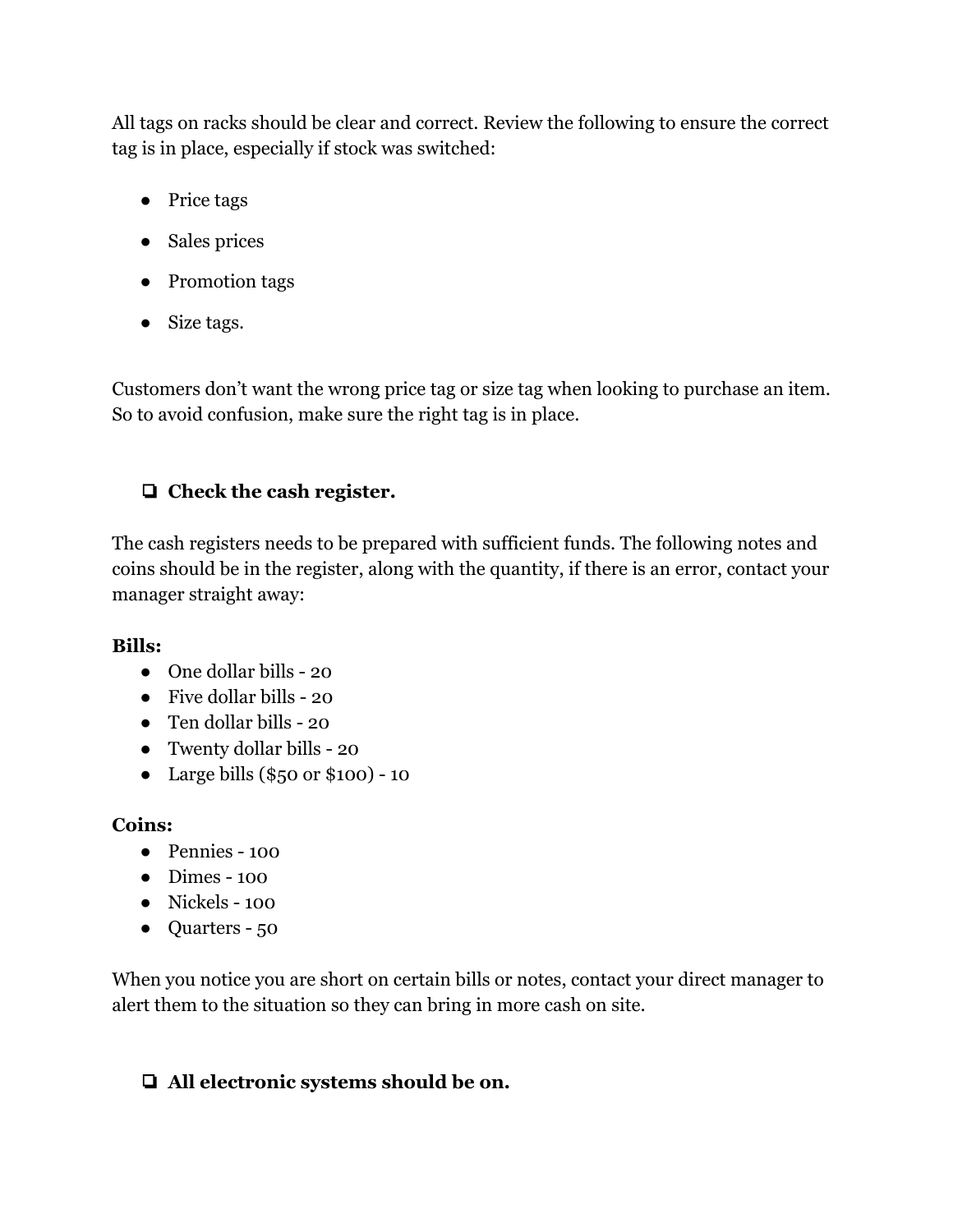All tags on racks should be clear and correct. Review the following to ensure the correct tag is in place, especially if stock was switched:

- Price tags
- Sales prices
- Promotion tags
- Size tags.

Customers don't want the wrong price tag or size tag when looking to purchase an item. So to avoid confusion, make sure the right tag is in place.

- [ ] **Check the cash register.**

The cash registers needs to be prepared with sufficient funds. The following notes and coins should be in the register, along with the quantity, if there is an error, contact your manager straight away:

**Bills:**

- One dollar bills - 20
- Five dollar bills - 20
- Ten dollar bills - 20
- Twenty dollar bills - 20
- Large bills ($50 or $100) - 10

**Coins:**

- Pennies - 100
- Dimes - 100
- Nickels - 100
- Quarters - 50

When you notice you are short on certain bills or notes, contact your direct manager to alert them to the situation so they can bring in more cash on site.

- [ ] **All electronic systems should be on.**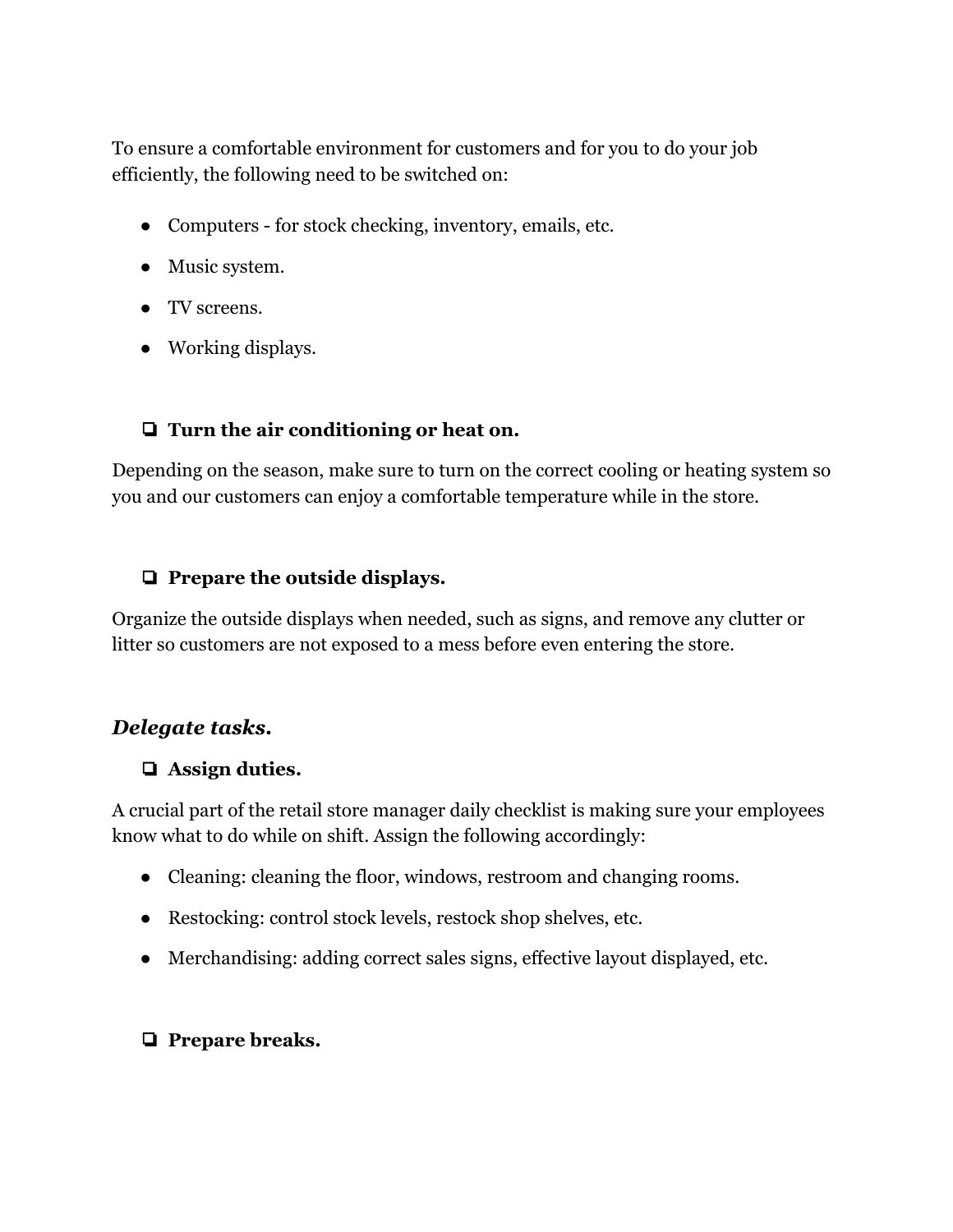To ensure a comfortable environment for customers and for you to do your job efficiently, the following need to be switched on:

- Computers - for stock checking, inventory, emails, etc.
- Music system.
- TV screens.
- Working displays.

- [ ] **Turn the air conditioning or heat on.**

Depending on the season, make sure to turn on the correct cooling or heating system so you and our customers can enjoy a comfortable temperature while in the store.

- [ ] **Prepare the outside displays.**

Organize the outside displays when needed, such as signs, and remove any clutter or litter so customers are not exposed to a mess before even entering the store.

### ***Delegate tasks.***

- [ ] **Assign duties.**

A crucial part of the retail store manager daily checklist is making sure your employees know what to do while on shift. Assign the following accordingly:

- Cleaning: cleaning the floor, windows, restroom and changing rooms.
- Restocking: control stock levels, restock shop shelves, etc.
- Merchandising: adding correct sales signs, effective layout displayed, etc.

- [ ] **Prepare breaks.**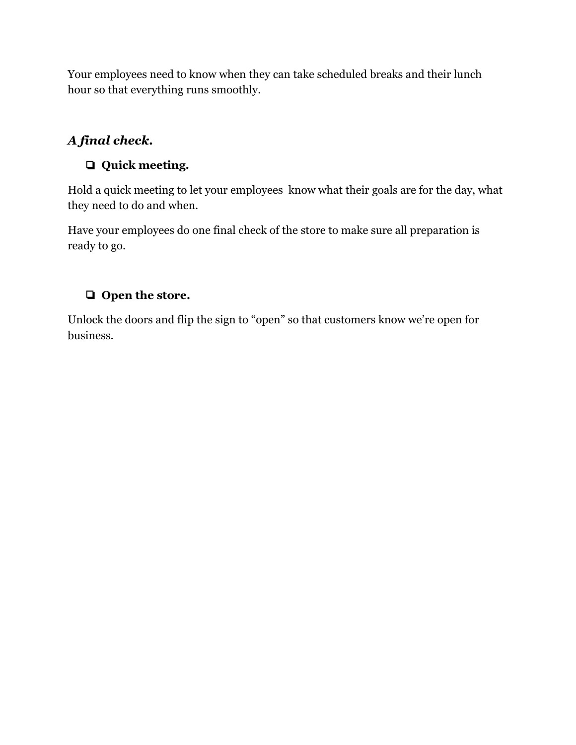Your employees need to know when they can take scheduled breaks and their lunch hour so that everything runs smoothly.

### *A final check.*

- [ ] **Quick meeting.**

Hold a quick meeting to let your employees  know what their goals are for the day, what they need to do and when.

Have your employees do one final check of the store to make sure all preparation is ready to go.

- [ ] **Open the store.**

Unlock the doors and flip the sign to “open” so that customers know we’re open for business.